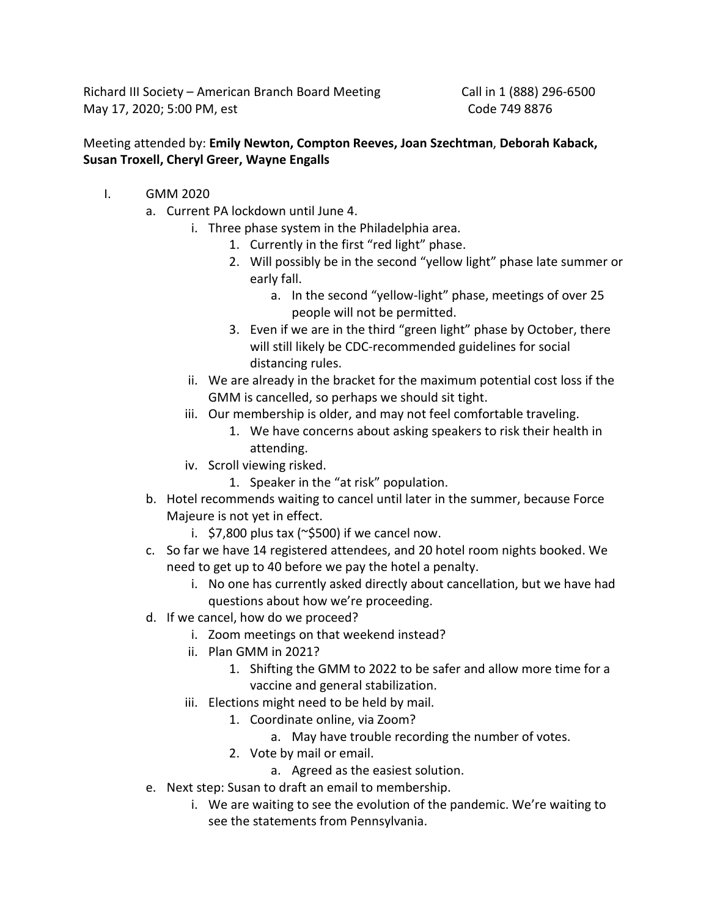Richard III Society – American Branch Board Meeting  
May 17, 2020; 5:00 PM, est

Call in 1 (888) 296-6500  
Code 749 8876

Meeting attended by: **Emily Newton, Compton Reeves, Joan Szechtman**, **Deborah Kaback, Susan Troxell, Cheryl Greer, Wayne Engalls**

I. GMM 2020
   a. Current PA lockdown until June 4.
      i. Three phase system in the Philadelphia area.
         1. Currently in the first "red light" phase.
         2. Will possibly be in the second "yellow light" phase late summer or early fall.
            a. In the second "yellow-light" phase, meetings of over 25 people will not be permitted.
         3. Even if we are in the third "green light" phase by October, there will still likely be CDC-recommended guidelines for social distancing rules.
      ii. We are already in the bracket for the maximum potential cost loss if the GMM is cancelled, so perhaps we should sit tight.
      iii. Our membership is older, and may not feel comfortable traveling.
         1. We have concerns about asking speakers to risk their health in attending.
      iv. Scroll viewing risked.
         1. Speaker in the "at risk" population.
   b. Hotel recommends waiting to cancel until later in the summer, because Force Majeure is not yet in effect.
      i. $7,800 plus tax (~$500) if we cancel now.
   c. So far we have 14 registered attendees, and 20 hotel room nights booked. We need to get up to 40 before we pay the hotel a penalty.
      i. No one has currently asked directly about cancellation, but we have had questions about how we're proceeding.
   d. If we cancel, how do we proceed?
      i. Zoom meetings on that weekend instead?
      ii. Plan GMM in 2021?
         1. Shifting the GMM to 2022 to be safer and allow more time for a vaccine and general stabilization.
      iii. Elections might need to be held by mail.
         1. Coordinate online, via Zoom?
            a. May have trouble recording the number of votes.
         2. Vote by mail or email.
            a. Agreed as the easiest solution.
   e. Next step: Susan to draft an email to membership.
      i. We are waiting to see the evolution of the pandemic. We're waiting to see the statements from Pennsylvania.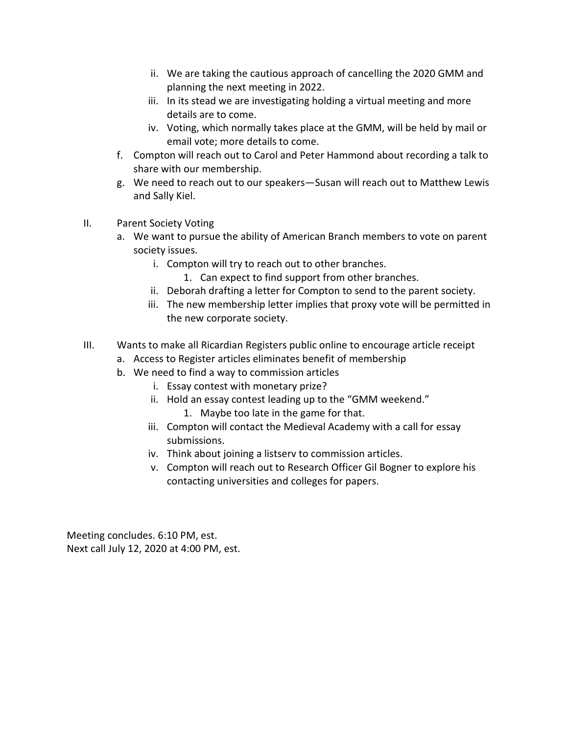ii. We are taking the cautious approach of cancelling the 2020 GMM and planning the next meeting in 2022.
   iii. In its stead we are investigating holding a virtual meeting and more details are to come.
   iv. Voting, which normally takes place at the GMM, will be held by mail or email vote; more details to come.

f. Compton will reach out to Carol and Peter Hammond about recording a talk to share with our membership.

g. We need to reach out to our speakers—Susan will reach out to Matthew Lewis and Sally Kiel.

II. Parent Society Voting

a. We want to pursue the ability of American Branch members to vote on parent society issues.
   i. Compton will try to reach out to other branches.
      1. Can expect to find support from other branches.
   ii. Deborah drafting a letter for Compton to send to the parent society.
   iii. The new membership letter implies that proxy vote will be permitted in the new corporate society.

III. Wants to make all Ricardian Registers public online to encourage article receipt

a. Access to Register articles eliminates benefit of membership

b. We need to find a way to commission articles
   i. Essay contest with monetary prize?
   ii. Hold an essay contest leading up to the "GMM weekend."
      1. Maybe too late in the game for that.
   iii. Compton will contact the Medieval Academy with a call for essay submissions.
   iv. Think about joining a listserv to commission articles.
   v. Compton will reach out to Research Officer Gil Bogner to explore his contacting universities and colleges for papers.

Meeting concludes. 6:10 PM, est.
Next call July 12, 2020 at 4:00 PM, est.